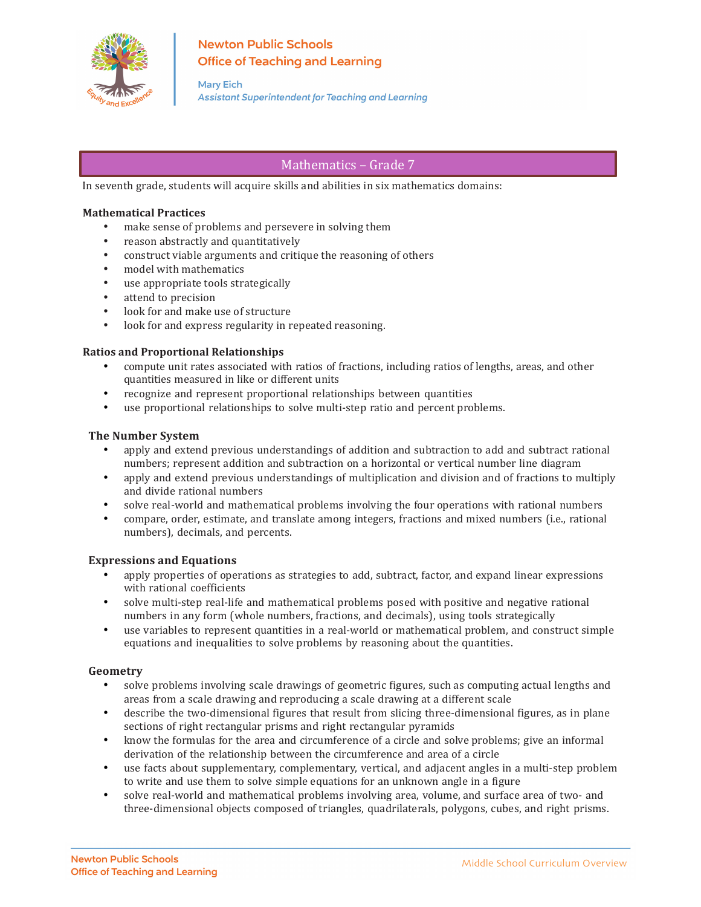Newton Public Schools
Office of Teaching and Learning

Mary Eich
*Assistant Superintendent for Teaching and Learning*

# Mathematics – Grade 7

In seventh grade, students will acquire skills and abilities in six mathematics domains:

**Mathematical Practices**

- make sense of problems and persevere in solving them
- reason abstractly and quantitatively
- construct viable arguments and critique the reasoning of others
- model with mathematics
- use appropriate tools strategically
- attend to precision
- look for and make use of structure
- look for and express regularity in repeated reasoning.

**Ratios and Proportional Relationships**

- compute unit rates associated with ratios of fractions, including ratios of lengths, areas, and other quantities measured in like or different units
- recognize and represent proportional relationships between quantities
- use proportional relationships to solve multi-step ratio and percent problems.

**The Number System**

- apply and extend previous understandings of addition and subtraction to add and subtract rational numbers; represent addition and subtraction on a horizontal or vertical number line diagram
- apply and extend previous understandings of multiplication and division and of fractions to multiply and divide rational numbers
- solve real-world and mathematical problems involving the four operations with rational numbers
- compare, order, estimate, and translate among integers, fractions and mixed numbers (i.e., rational numbers), decimals, and percents.

**Expressions and Equations**

- apply properties of operations as strategies to add, subtract, factor, and expand linear expressions with rational coefficients
- solve multi-step real-life and mathematical problems posed with positive and negative rational numbers in any form (whole numbers, fractions, and decimals), using tools strategically
- use variables to represent quantities in a real-world or mathematical problem, and construct simple equations and inequalities to solve problems by reasoning about the quantities.

**Geometry**

- solve problems involving scale drawings of geometric figures, such as computing actual lengths and areas from a scale drawing and reproducing a scale drawing at a different scale
- describe the two-dimensional figures that result from slicing three-dimensional figures, as in plane sections of right rectangular prisms and right rectangular pyramids
- know the formulas for the area and circumference of a circle and solve problems; give an informal derivation of the relationship between the circumference and area of a circle
- use facts about supplementary, complementary, vertical, and adjacent angles in a multi-step problem to write and use them to solve simple equations for an unknown angle in a figure
- solve real-world and mathematical problems involving area, volume, and surface area of two- and three-dimensional objects composed of triangles, quadrilaterals, polygons, cubes, and right prisms.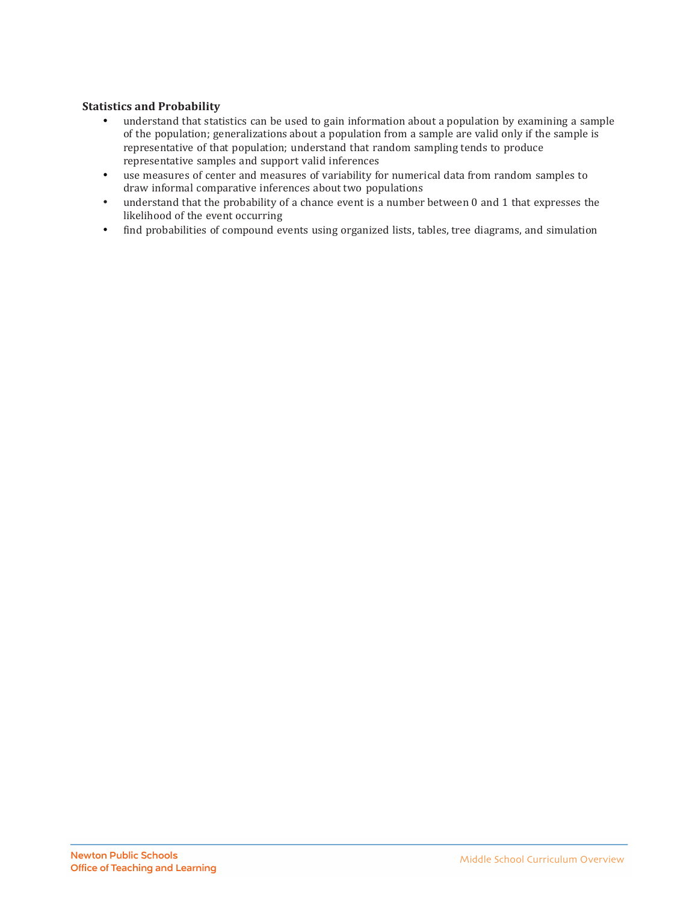**Statistics and Probability**

- understand that statistics can be used to gain information about a population by examining a sample of the population; generalizations about a population from a sample are valid only if the sample is representative of that population; understand that random sampling tends to produce representative samples and support valid inferences
- use measures of center and measures of variability for numerical data from random samples to draw informal comparative inferences about two populations
- understand that the probability of a chance event is a number between 0 and 1 that expresses the likelihood of the event occurring
- find probabilities of compound events using organized lists, tables, tree diagrams, and simulation